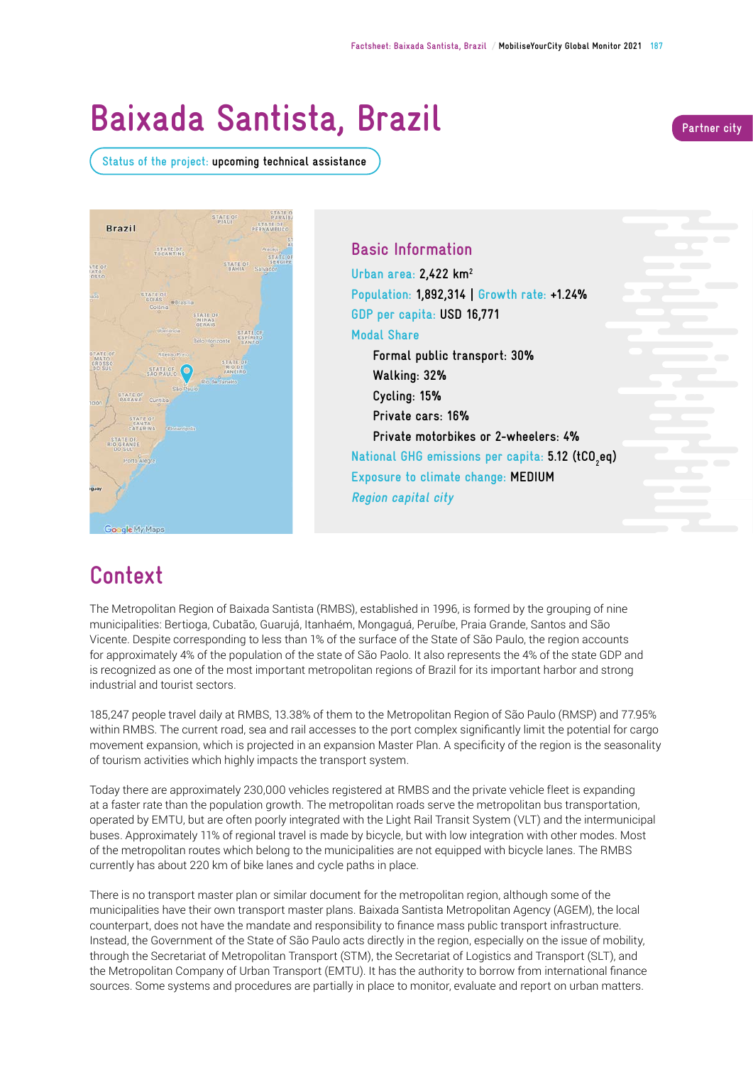# Baixada Santista, Brazil

Partner city

Status of the project: upcoming technical assistance

## Basic Information

Urban area: 2,422 $km^2$

Population: 1,892,314 | Growth rate: +1.24%

GDP per capita: USD 16,771

Modal Share

- Formal public transport: 30%
- Walking: 32%
- Cycling: 15%
- Private cars: 16%
- Private motorbikes or 2-wheelers: 4%

National GHG emissions per capita: 5.12 ($tCO_2eq$)

Exposure to climate change: MEDIUM

*Region capital city*

## Context

The Metropolitan Region of Baixada Santista (RMBS), established in 1996, is formed by the grouping of nine municipalities: Bertioga, Cubatão, Guarujá, Itanhaém, Mongaguá, Peruíbe, Praia Grande, Santos and São Vicente. Despite corresponding to less than 1% of the surface of the State of São Paulo, the region accounts for approximately 4% of the population of the state of São Paolo. It also represents the 4% of the state GDP and is recognized as one of the most important metropolitan regions of Brazil for its important harbor and strong industrial and tourist sectors.

185,247 people travel daily at RMBS, 13.38% of them to the Metropolitan Region of São Paulo (RMSP) and 77.95% within RMBS. The current road, sea and rail accesses to the port complex significantly limit the potential for cargo movement expansion, which is projected in an expansion Master Plan. A specificity of the region is the seasonality of tourism activities which highly impacts the transport system.

Today there are approximately 230,000 vehicles registered at RMBS and the private vehicle fleet is expanding at a faster rate than the population growth. The metropolitan roads serve the metropolitan bus transportation, operated by EMTU, but are often poorly integrated with the Light Rail Transit System (VLT) and the intermunicipal buses. Approximately 11% of regional travel is made by bicycle, but with low integration with other modes. Most of the metropolitan routes which belong to the municipalities are not equipped with bicycle lanes. The RMBS currently has about 220 km of bike lanes and cycle paths in place.

There is no transport master plan or similar document for the metropolitan region, although some of the municipalities have their own transport master plans. Baixada Santista Metropolitan Agency (AGEM), the local counterpart, does not have the mandate and responsibility to finance mass public transport infrastructure. Instead, the Government of the State of São Paulo acts directly in the region, especially on the issue of mobility, through the Secretariat of Metropolitan Transport (STM), the Secretariat of Logistics and Transport (SLT), and the Metropolitan Company of Urban Transport (EMTU). It has the authority to borrow from international finance sources. Some systems and procedures are partially in place to monitor, evaluate and report on urban matters.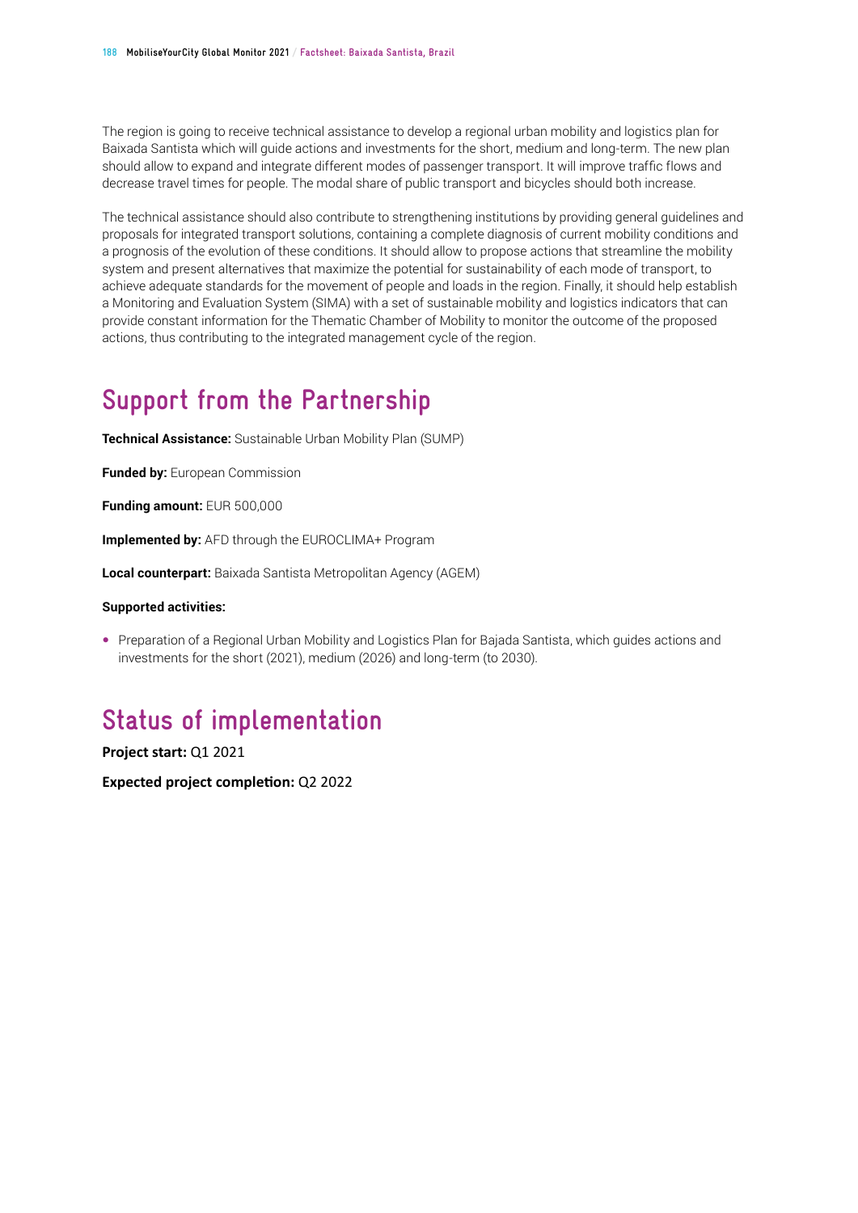The region is going to receive technical assistance to develop a regional urban mobility and logistics plan for Baixada Santista which will guide actions and investments for the short, medium and long-term. The new plan should allow to expand and integrate different modes of passenger transport. It will improve traffic flows and decrease travel times for people. The modal share of public transport and bicycles should both increase.

The technical assistance should also contribute to strengthening institutions by providing general guidelines and proposals for integrated transport solutions, containing a complete diagnosis of current mobility conditions and a prognosis of the evolution of these conditions. It should allow to propose actions that streamline the mobility system and present alternatives that maximize the potential for sustainability of each mode of transport, to achieve adequate standards for the movement of people and loads in the region. Finally, it should help establish a Monitoring and Evaluation System (SIMA) with a set of sustainable mobility and logistics indicators that can provide constant information for the Thematic Chamber of Mobility to monitor the outcome of the proposed actions, thus contributing to the integrated management cycle of the region.

## Support from the Partnership

**Technical Assistance:** Sustainable Urban Mobility Plan (SUMP)

**Funded by:** European Commission

**Funding amount:** EUR 500,000

**Implemented by:** AFD through the EUROCLIMA+ Program

**Local counterpart:** Baixada Santista Metropolitan Agency (AGEM)

**Supported activities:**

- Preparation of a Regional Urban Mobility and Logistics Plan for Bajada Santista, which guides actions and investments for the short (2021), medium (2026) and long-term (to 2030).

## Status of implementation

**Project start:** Q1 2021

**Expected project completion:** Q2 2022